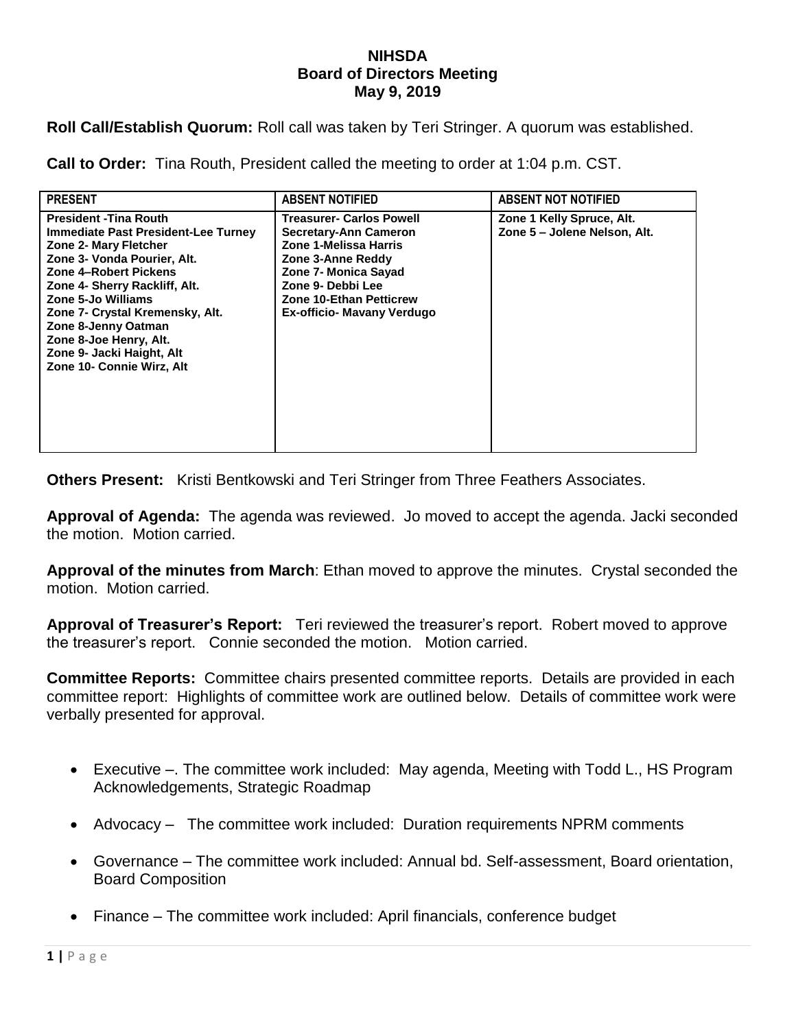# NIHSDA
## Board of Directors Meeting
## May 9, 2019

**Roll Call/Establish Quorum:** Roll call was taken by Teri Stringer. A quorum was established.

**Call to Order:** Tina Routh, President called the meeting to order at 1:04 p.m. CST.

| PRESENT | ABSENT NOTIFIED | ABSENT NOT NOTIFIED |
|---|---|---|
| President -Tina Routh<br>Immediate Past President-Lee Turney<br>Zone 2- Mary Fletcher<br>Zone 3- Vonda Pourier, Alt.<br>Zone 4–Robert Pickens<br>Zone 4- Sherry Rackliff, Alt.<br>Zone 5-Jo Williams<br>Zone 7- Crystal Kremensky, Alt.<br>Zone 8-Jenny Oatman<br>Zone 8-Joe Henry, Alt.<br>Zone 9- Jacki Haight, Alt<br>Zone 10- Connie Wirz, Alt | Treasurer- Carlos Powell<br>Secretary-Ann Cameron<br>Zone 1-Melissa Harris<br>Zone 3-Anne Reddy<br>Zone 7- Monica Sayad<br>Zone 9- Debbi Lee<br>Zone 10-Ethan Petticrew<br>Ex-officio- Mavany Verdugo | Zone 1 Kelly Spruce, Alt.<br>Zone 5 – Jolene Nelson, Alt. |

**Others Present:** Kristi Bentkowski and Teri Stringer from Three Feathers Associates.

**Approval of Agenda:** The agenda was reviewed. Jo moved to accept the agenda. Jacki seconded the motion. Motion carried.

**Approval of the minutes from March**: Ethan moved to approve the minutes. Crystal seconded the motion. Motion carried.

**Approval of Treasurer's Report:** Teri reviewed the treasurer's report. Robert moved to approve the treasurer's report. Connie seconded the motion. Motion carried.

**Committee Reports:** Committee chairs presented committee reports. Details are provided in each committee report: Highlights of committee work are outlined below. Details of committee work were verbally presented for approval.

- Executive –. The committee work included: May agenda, Meeting with Todd L., HS Program Acknowledgements, Strategic Roadmap
- Advocacy – The committee work included: Duration requirements NPRM comments
- Governance – The committee work included: Annual bd. Self-assessment, Board orientation, Board Composition
- Finance – The committee work included: April financials, conference budget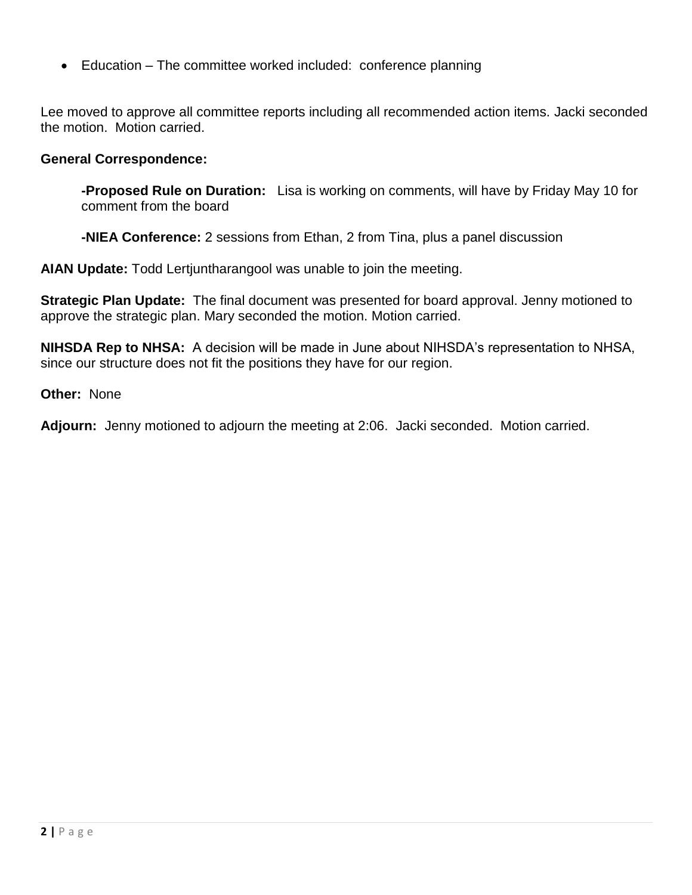- Education – The committee worked included: conference planning

Lee moved to approve all committee reports including all recommended action items. Jacki seconded the motion. Motion carried.

**General Correspondence:**

> **-Proposed Rule on Duration:** Lisa is working on comments, will have by Friday May 10 for comment from the board
>
> **-NIEA Conference:** 2 sessions from Ethan, 2 from Tina, plus a panel discussion

**AIAN Update:** Todd Lertjuntharangool was unable to join the meeting.

**Strategic Plan Update:** The final document was presented for board approval. Jenny motioned to approve the strategic plan. Mary seconded the motion. Motion carried.

**NIHSDA Rep to NHSA:** A decision will be made in June about NIHSDA's representation to NHSA, since our structure does not fit the positions they have for our region.

**Other:** None

**Adjourn:** Jenny motioned to adjourn the meeting at 2:06. Jacki seconded. Motion carried.